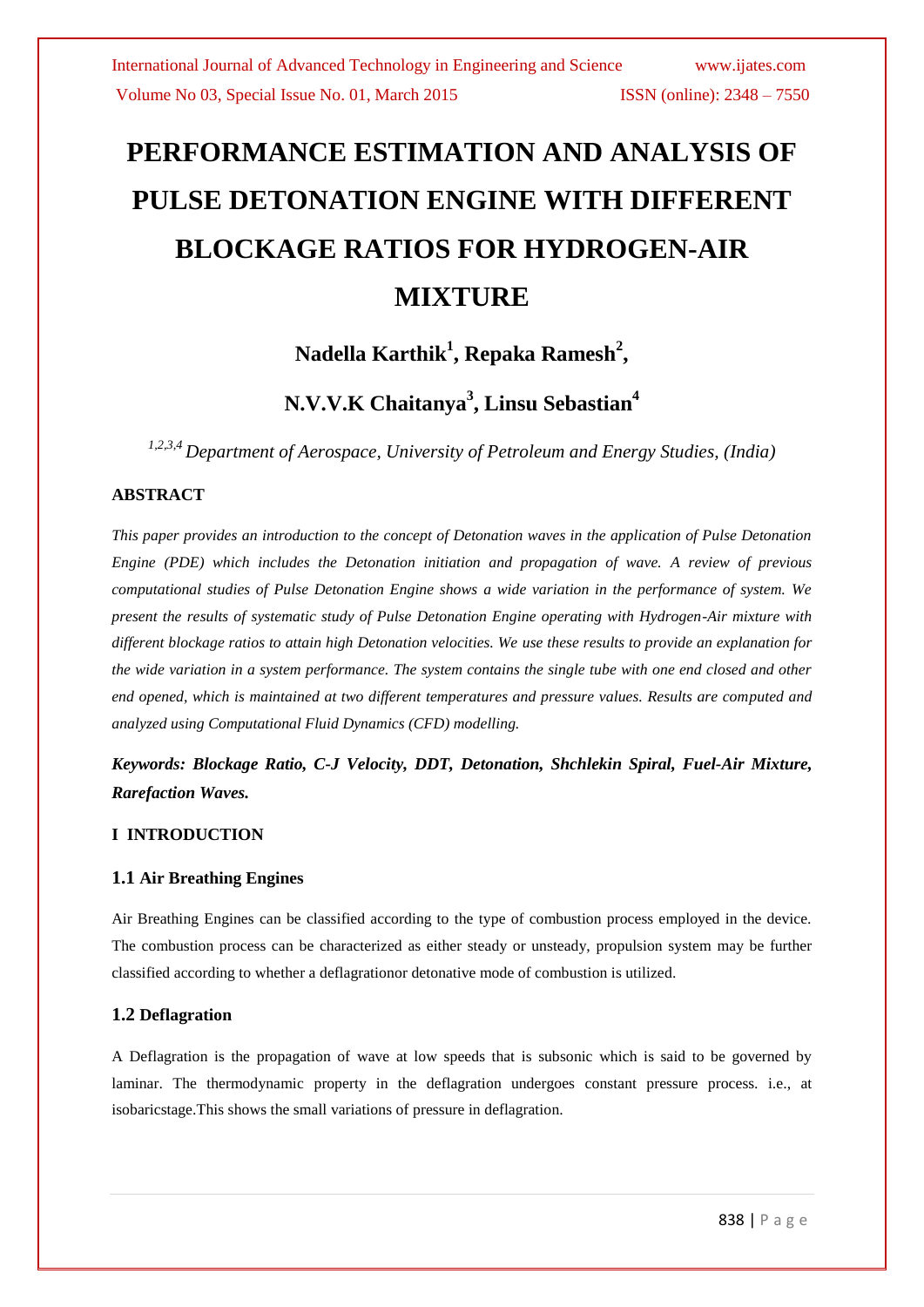# PERFORMANCE ESTIMATION AND ANALYSIS OF PULSE DETONATION ENGINE WITH DIFFERENT BLOCKAGE RATIOS FOR HYDROGEN-AIR MIXTURE

**Nadella Karthik[1], Repaka Ramesh[2],**

**N.V.V.K Chaitanya[3], Linsu Sebastian[4]**

*[1,2,3,4] Department of Aerospace, University of Petroleum and Energy Studies, (India)*

### ABSTRACT

*This paper provides an introduction to the concept of Detonation waves in the application of Pulse Detonation Engine (PDE) which includes the Detonation initiation and propagation of wave. A review of previous computational studies of Pulse Detonation Engine shows a wide variation in the performance of system. We present the results of systematic study of Pulse Detonation Engine operating with Hydrogen-Air mixture with different blockage ratios to attain high Detonation velocities. We use these results to provide an explanation for the wide variation in a system performance. The system contains the single tube with one end closed and other end opened, which is maintained at two different temperatures and pressure values. Results are computed and analyzed using Computational Fluid Dynamics (CFD) modelling.*

***Keywords: Blockage Ratio, C-J Velocity, DDT, Detonation, Shchlekin Spiral, Fuel-Air Mixture, Rarefaction Waves.***

## I INTRODUCTION

### 1.1 Air Breathing Engines

Air Breathing Engines can be classified according to the type of combustion process employed in the device. The combustion process can be characterized as either steady or unsteady, propulsion system may be further classified according to whether a deflagrationor detonative mode of combustion is utilized.

### 1.2 Deflagration

A Deflagration is the propagation of wave at low speeds that is subsonic which is said to be governed by laminar. The thermodynamic property in the deflagration undergoes constant pressure process. i.e., at isobaricstage.This shows the small variations of pressure in deflagration.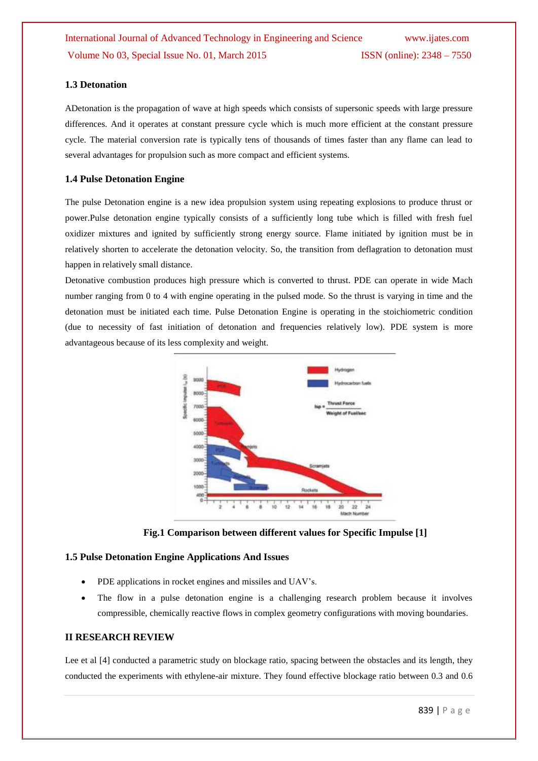### 1.3 Detonation

ADetonation is the propagation of wave at high speeds which consists of supersonic speeds with large pressure differences. And it operates at constant pressure cycle which is much more efficient at the constant pressure cycle. The material conversion rate is typically tens of thousands of times faster than any flame can lead to several advantages for propulsion such as more compact and efficient systems.

### 1.4 Pulse Detonation Engine

The pulse Detonation engine is a new idea propulsion system using repeating explosions to produce thrust or power.Pulse detonation engine typically consists of a sufficiently long tube which is filled with fresh fuel oxidizer mixtures and ignited by sufficiently strong energy source. Flame initiated by ignition must be in relatively shorten to accelerate the detonation velocity. So, the transition from deflagration to detonation must happen in relatively small distance.

Detonative combustion produces high pressure which is converted to thrust. PDE can operate in wide Mach number ranging from 0 to 4 with engine operating in the pulsed mode. So the thrust is varying in time and the detonation must be initiated each time. Pulse Detonation Engine is operating in the stoichiometric condition (due to necessity of fast initiation of detonation and frequencies relatively low). PDE system is more advantageous because of its less complexity and weight.

**Fig.1 Comparison between different values for Specific Impulse [1]**

### 1.5 Pulse Detonation Engine Applications And Issues

- PDE applications in rocket engines and missiles and UAV's.
- The flow in a pulse detonation engine is a challenging research problem because it involves compressible, chemically reactive flows in complex geometry configurations with moving boundaries.

## II RESEARCH REVIEW

Lee et al [4] conducted a parametric study on blockage ratio, spacing between the obstacles and its length, they conducted the experiments with ethylene-air mixture. They found effective blockage ratio between 0.3 and 0.6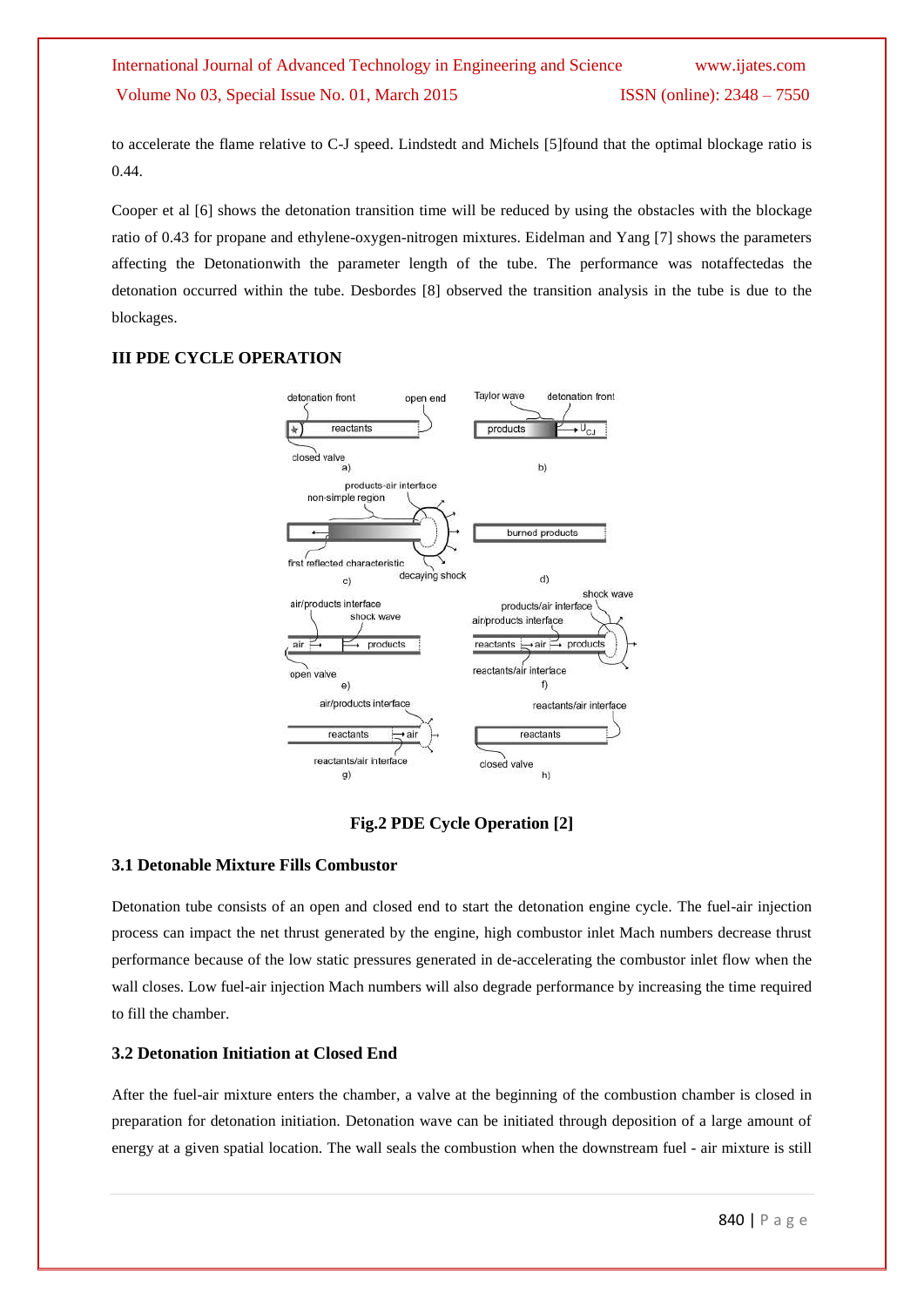to accelerate the flame relative to C-J speed. Lindstedt and Michels [5]found that the optimal blockage ratio is 0.44.

Cooper et al [6] shows the detonation transition time will be reduced by using the obstacles with the blockage ratio of 0.43 for propane and ethylene-oxygen-nitrogen mixtures. Eidelman and Yang [7] shows the parameters affecting the Detonationwith the parameter length of the tube. The performance was notaffectedas the detonation occurred within the tube. Desbordes [8] observed the transition analysis in the tube is due to the blockages.

## III PDE CYCLE OPERATION

**Fig.2 PDE Cycle Operation [2]**

### 3.1 Detonable Mixture Fills Combustor

Detonation tube consists of an open and closed end to start the detonation engine cycle. The fuel-air injection process can impact the net thrust generated by the engine, high combustor inlet Mach numbers decrease thrust performance because of the low static pressures generated in de-accelerating the combustor inlet flow when the wall closes. Low fuel-air injection Mach numbers will also degrade performance by increasing the time required to fill the chamber.

### 3.2 Detonation Initiation at Closed End

After the fuel-air mixture enters the chamber, a valve at the beginning of the combustion chamber is closed in preparation for detonation initiation. Detonation wave can be initiated through deposition of a large amount of energy at a given spatial location. The wall seals the combustion when the downstream fuel - air mixture is still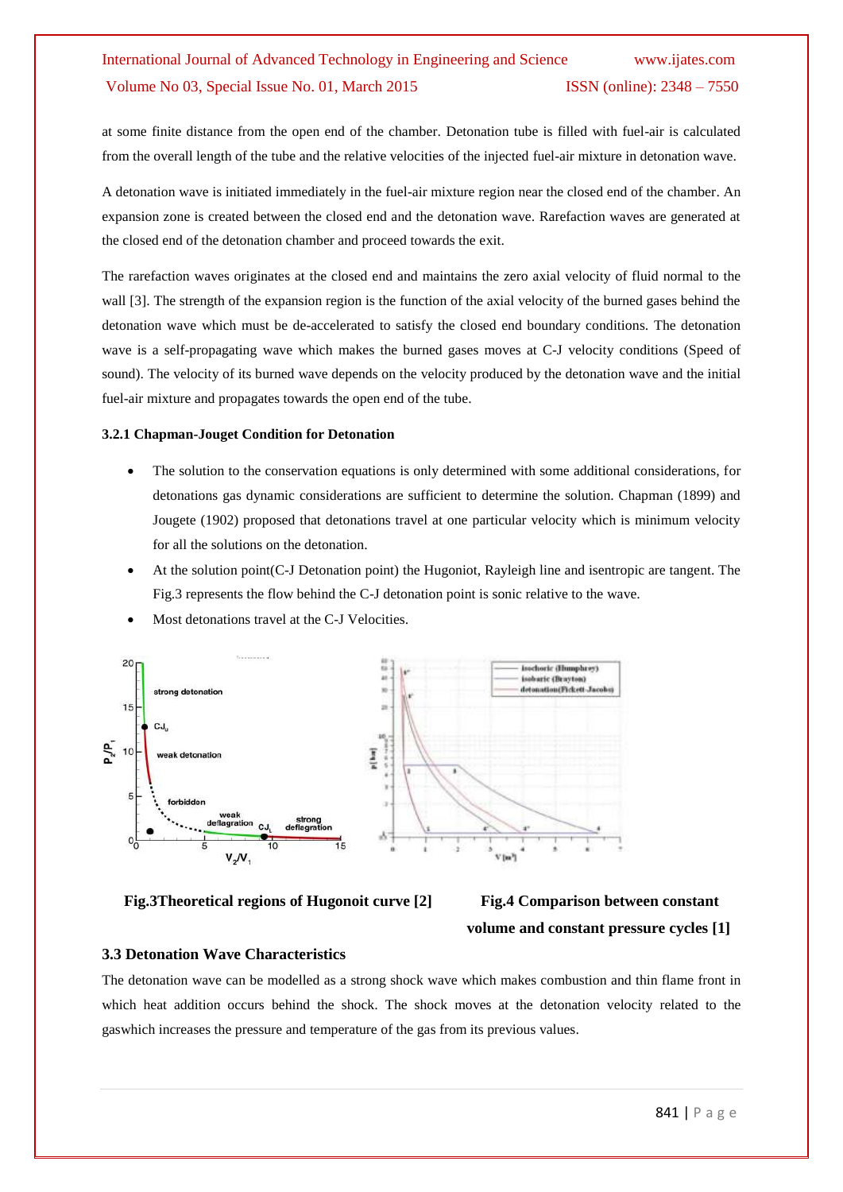at some finite distance from the open end of the chamber. Detonation tube is filled with fuel-air is calculated from the overall length of the tube and the relative velocities of the injected fuel-air mixture in detonation wave.

A detonation wave is initiated immediately in the fuel-air mixture region near the closed end of the chamber. An expansion zone is created between the closed end and the detonation wave. Rarefaction waves are generated at the closed end of the detonation chamber and proceed towards the exit.

The rarefaction waves originates at the closed end and maintains the zero axial velocity of fluid normal to the wall [3]. The strength of the expansion region is the function of the axial velocity of the burned gases behind the detonation wave which must be de-accelerated to satisfy the closed end boundary conditions. The detonation wave is a self-propagating wave which makes the burned gases moves at C-J velocity conditions (Speed of sound). The velocity of its burned wave depends on the velocity produced by the detonation wave and the initial fuel-air mixture and propagates towards the open end of the tube.

#### 3.2.1 Chapman-Jouget Condition for Detonation

- The solution to the conservation equations is only determined with some additional considerations, for detonations gas dynamic considerations are sufficient to determine the solution. Chapman (1899) and Jougete (1902) proposed that detonations travel at one particular velocity which is minimum velocity for all the solutions on the detonation.
- At the solution point(C-J Detonation point) the Hugoniot, Rayleigh line and isentropic are tangent. The Fig.3 represents the flow behind the C-J detonation point is sonic relative to the wave.
- Most detonations travel at the C-J Velocities.

**Fig.3Theoretical regions of Hugonoit curve [2]**

**Fig.4 Comparison between constant volume and constant pressure cycles [1]**

### 3.3 Detonation Wave Characteristics

The detonation wave can be modelled as a strong shock wave which makes combustion and thin flame front in which heat addition occurs behind the shock. The shock moves at the detonation velocity related to the gaswhich increases the pressure and temperature of the gas from its previous values.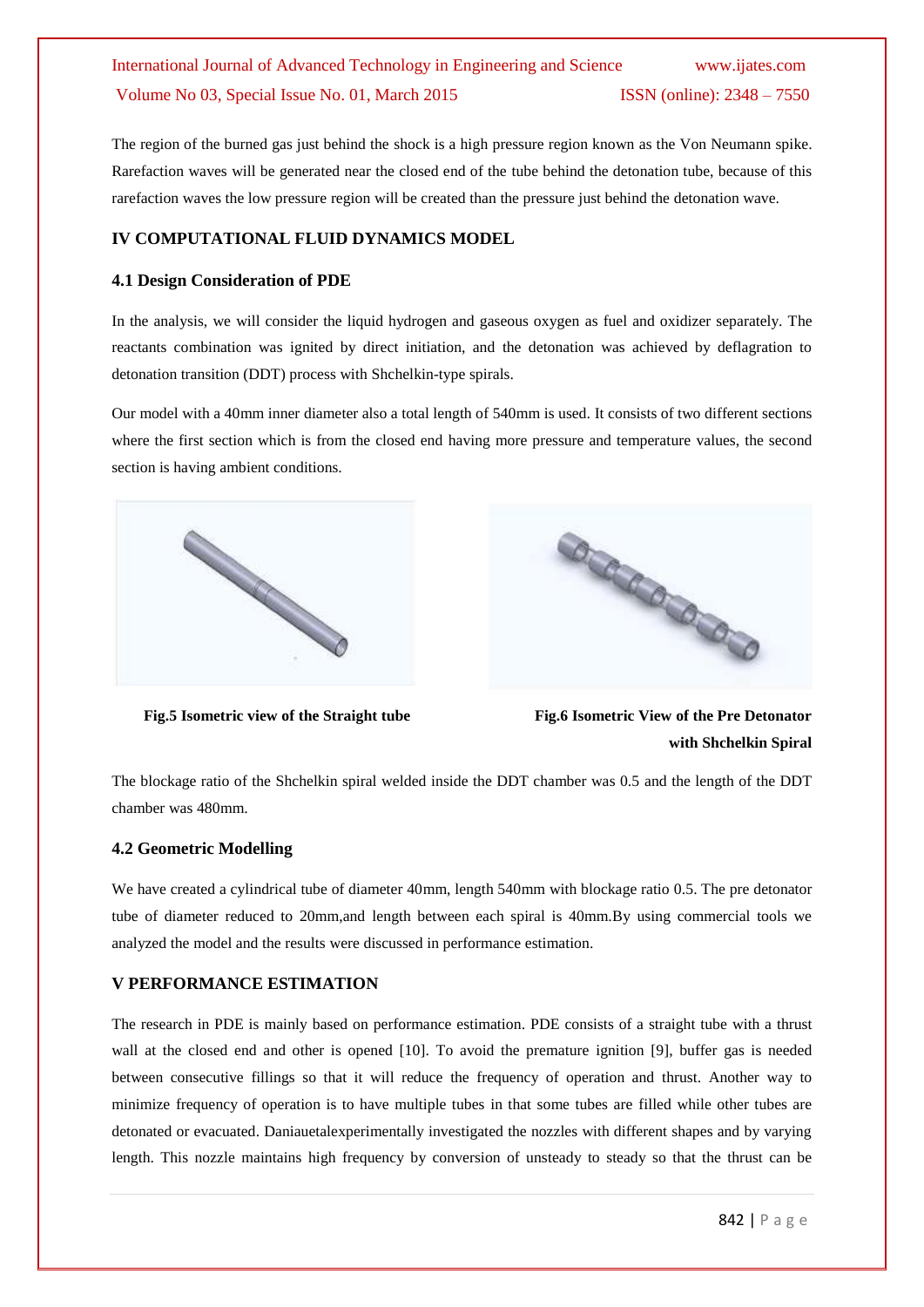The region of the burned gas just behind the shock is a high pressure region known as the Von Neumann spike. Rarefaction waves will be generated near the closed end of the tube behind the detonation tube, because of this rarefaction waves the low pressure region will be created than the pressure just behind the detonation wave.

## IV COMPUTATIONAL FLUID DYNAMICS MODEL

### 4.1 Design Consideration of PDE

In the analysis, we will consider the liquid hydrogen and gaseous oxygen as fuel and oxidizer separately. The reactants combination was ignited by direct initiation, and the detonation was achieved by deflagration to detonation transition (DDT) process with Shchelkin-type spirals.

Our model with a 40mm inner diameter also a total length of 540mm is used. It consists of two different sections where the first section which is from the closed end having more pressure and temperature values, the second section is having ambient conditions.

**Fig.5 Isometric view of the Straight tube**

**Fig.6 Isometric View of the Pre Detonator with Shchelkin Spiral**

The blockage ratio of the Shchelkin spiral welded inside the DDT chamber was 0.5 and the length of the DDT chamber was 480mm.

### 4.2 Geometric Modelling

We have created a cylindrical tube of diameter 40mm, length 540mm with blockage ratio 0.5. The pre detonator tube of diameter reduced to 20mm,and length between each spiral is 40mm.By using commercial tools we analyzed the model and the results were discussed in performance estimation.

## V PERFORMANCE ESTIMATION

The research in PDE is mainly based on performance estimation. PDE consists of a straight tube with a thrust wall at the closed end and other is opened [10]. To avoid the premature ignition [9], buffer gas is needed between consecutive fillings so that it will reduce the frequency of operation and thrust. Another way to minimize frequency of operation is to have multiple tubes in that some tubes are filled while other tubes are detonated or evacuated. Daniauetalexperimentally investigated the nozzles with different shapes and by varying length. This nozzle maintains high frequency by conversion of unsteady to steady so that the thrust can be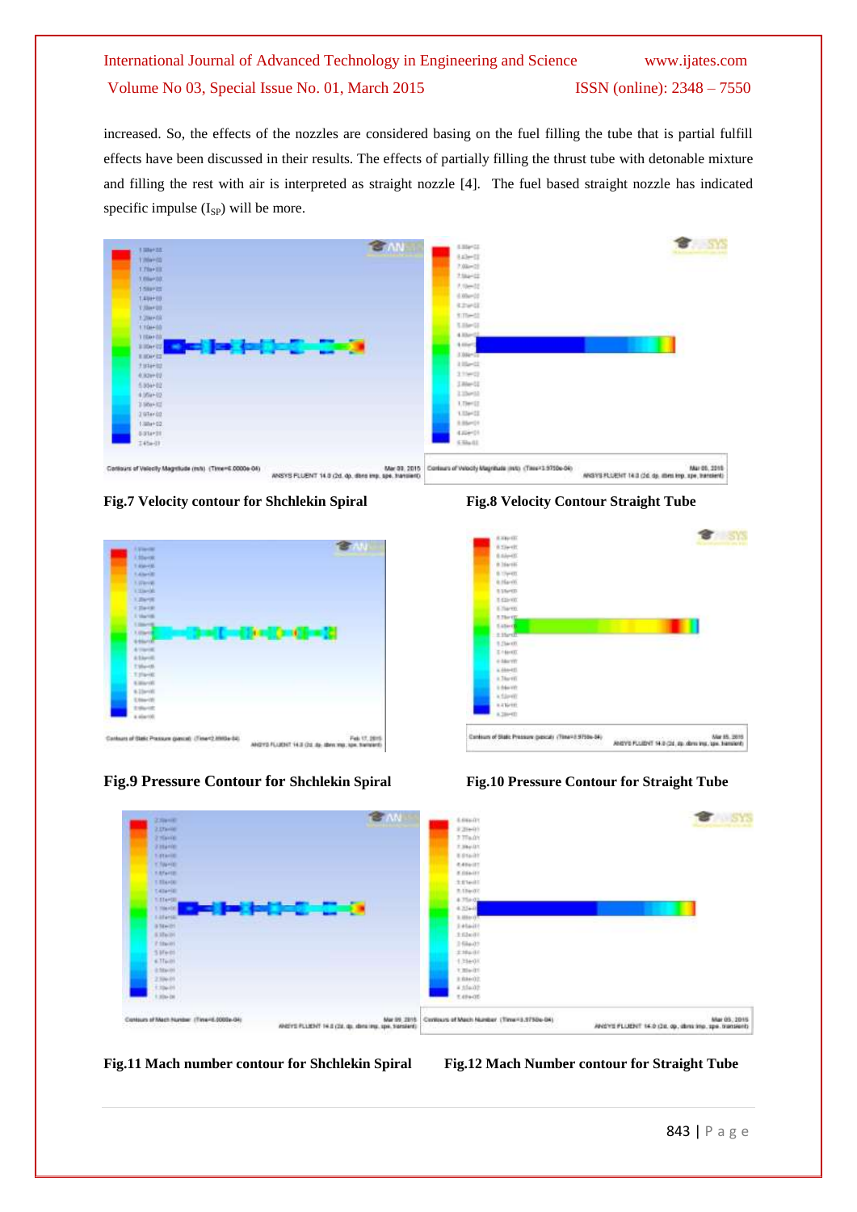increased. So, the effects of the nozzles are considered basing on the fuel filling the tube that is partial fulfill effects have been discussed in their results. The effects of partially filling the thrust tube with detonable mixture and filling the rest with air is interpreted as straight nozzle [4]. The fuel based straight nozzle has indicated specific impulse ($I_{SP}$) will be more.

**Fig.7 Velocity contour for Shchlekin Spiral**

**Fig.8 Velocity Contour Straight Tube**

**Fig.9 Pressure Contour for Shchlekin Spiral**

**Fig.10 Pressure Contour for Straight Tube**

**Fig.11 Mach number contour for Shchlekin Spiral**

**Fig.12 Mach Number contour for Straight Tube**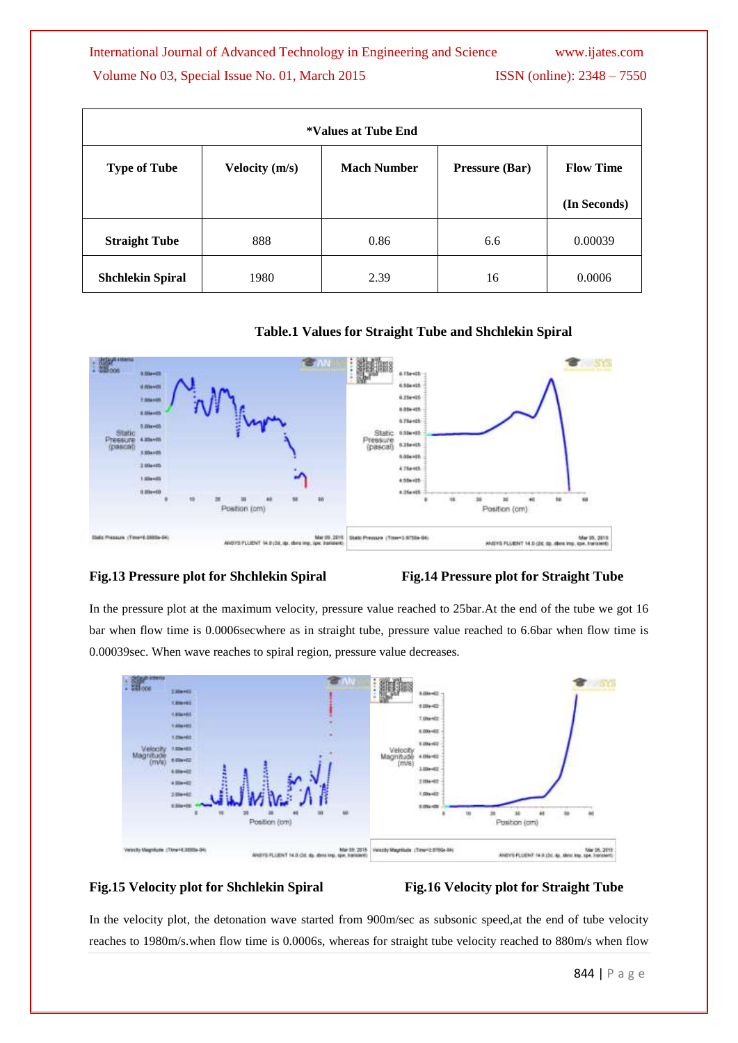| *Values at Tube End | | | | |
|---|---|---|---|---|
| **Type of Tube** | **Velocity (m/s)** | **Mach Number** | **Pressure (Bar)** | **Flow Time (In Seconds)** |
| **Straight Tube** | 888 | 0.86 | 6.6 | 0.00039 |
| **Shchlekin Spiral** | 1980 | 2.39 | 16 | 0.0006 |

**Table.1 Values for Straight Tube and Shchlekin Spiral**

**Fig.13 Pressure plot for Shchlekin Spiral**

**Fig.14 Pressure plot for Straight Tube**

In the pressure plot at the maximum velocity, pressure value reached to 25bar.At the end of the tube we got 16 bar when flow time is 0.0006secwhere as in straight tube, pressure value reached to 6.6bar when flow time is 0.00039sec. When wave reaches to spiral region, pressure value decreases.

**Fig.15 Velocity plot for Shchlekin Spiral**

**Fig.16 Velocity plot for Straight Tube**

In the velocity plot, the detonation wave started from 900m/sec as subsonic speed,at the end of tube velocity reaches to 1980m/s.when flow time is 0.0006s, whereas for straight tube velocity reached to 880m/s when flow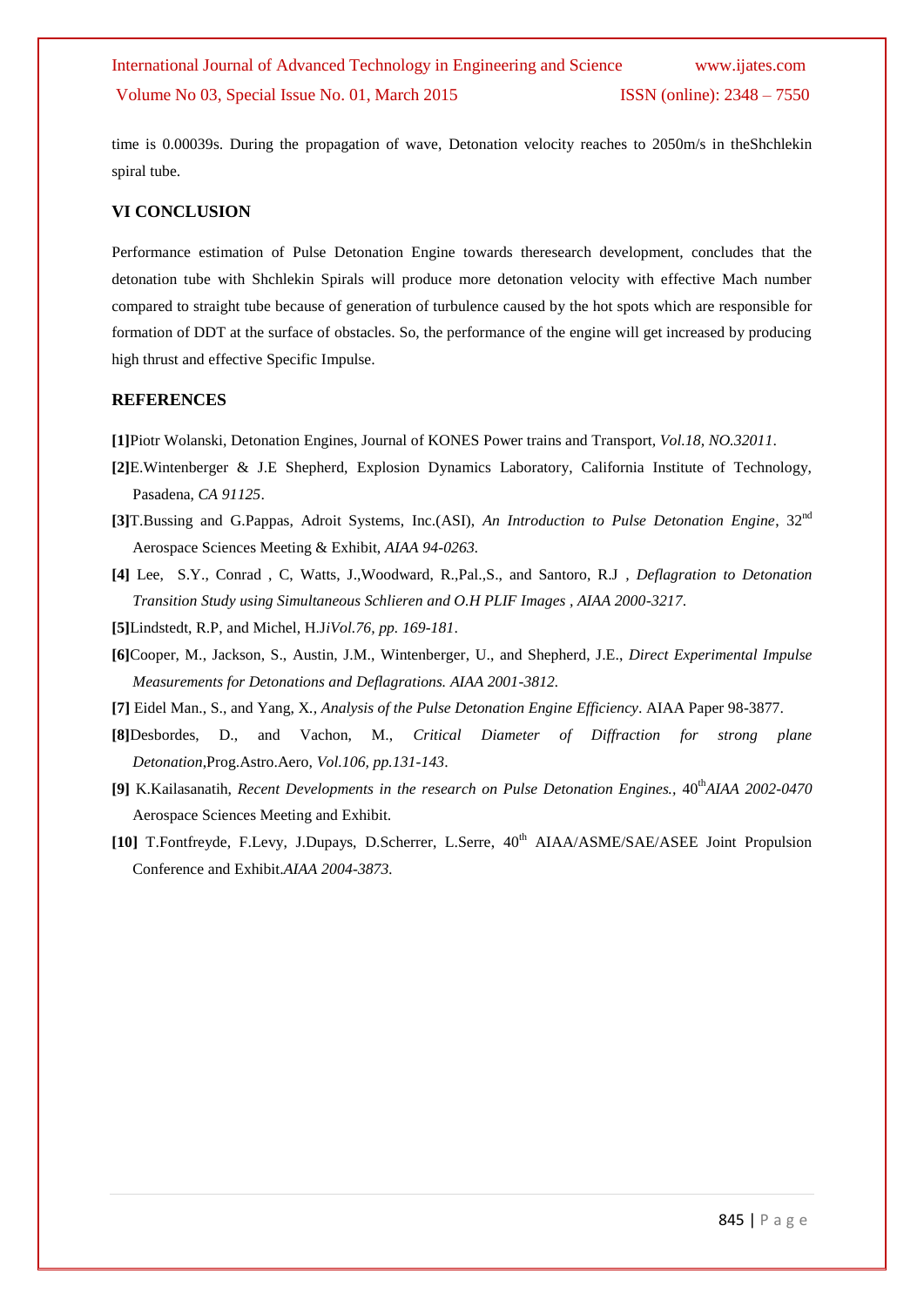time is 0.00039s. During the propagation of wave, Detonation velocity reaches to 2050m/s in theShchlekin spiral tube.

## VI CONCLUSION

Performance estimation of Pulse Detonation Engine towards theresearch development, concludes that the detonation tube with Shchlekin Spirals will produce more detonation velocity with effective Mach number compared to straight tube because of generation of turbulence caused by the hot spots which are responsible for formation of DDT at the surface of obstacles. So, the performance of the engine will get increased by producing high thrust and effective Specific Impulse.

## REFERENCES

**[1]**Piotr Wolanski, Detonation Engines, Journal of KONES Power trains and Transport, *Vol.18, NO.32011*.

**[2]**E.Wintenberger & J.E Shepherd, Explosion Dynamics Laboratory, California Institute of Technology, Pasadena, *CA 91125*.

**[3]**T.Bussing and G.Pappas, Adroit Systems, Inc.(ASI), *An Introduction to Pulse Detonation Engine*, 32nd Aerospace Sciences Meeting & Exhibit, *AIAA 94-0263*.

**[4]** Lee, S.Y., Conrad , C, Watts, J.,Woodward, R.,Pal.,S., and Santoro, R.J , *Deflagration to Detonation Transition Study using Simultaneous Schlieren and O.H PLIF Images , AIAA 2000-3217*.

**[5]**Lindstedt, R.P, and Michel, H.J*iVol.76, pp. 169-181*.

**[6]**Cooper, M., Jackson, S., Austin, J.M., Wintenberger, U., and Shepherd, J.E., *Direct Experimental Impulse Measurements for Detonations and Deflagrations. AIAA 2001-3812*.

**[7]** Eidel Man., S., and Yang, X*., Analysis of the Pulse Detonation Engine Efficiency*. AIAA Paper 98-3877.

**[8]**Desbordes, D., and Vachon, M., *Critical Diameter of Diffraction for strong plane Detonation*,Prog.Astro.Aero, *Vol.106, pp.131-143*.

**[9]** K.Kailasanatih, *Recent Developments in the research on Pulse Detonation Engines.,* 40th*AIAA 2002-0470* Aerospace Sciences Meeting and Exhibit.

**[10]** T.Fontfreyde, F.Levy, J.Dupays, D.Scherrer, L.Serre, 40th AIAA/ASME/SAE/ASEE Joint Propulsion Conference and Exhibit.*AIAA 2004-3873*.